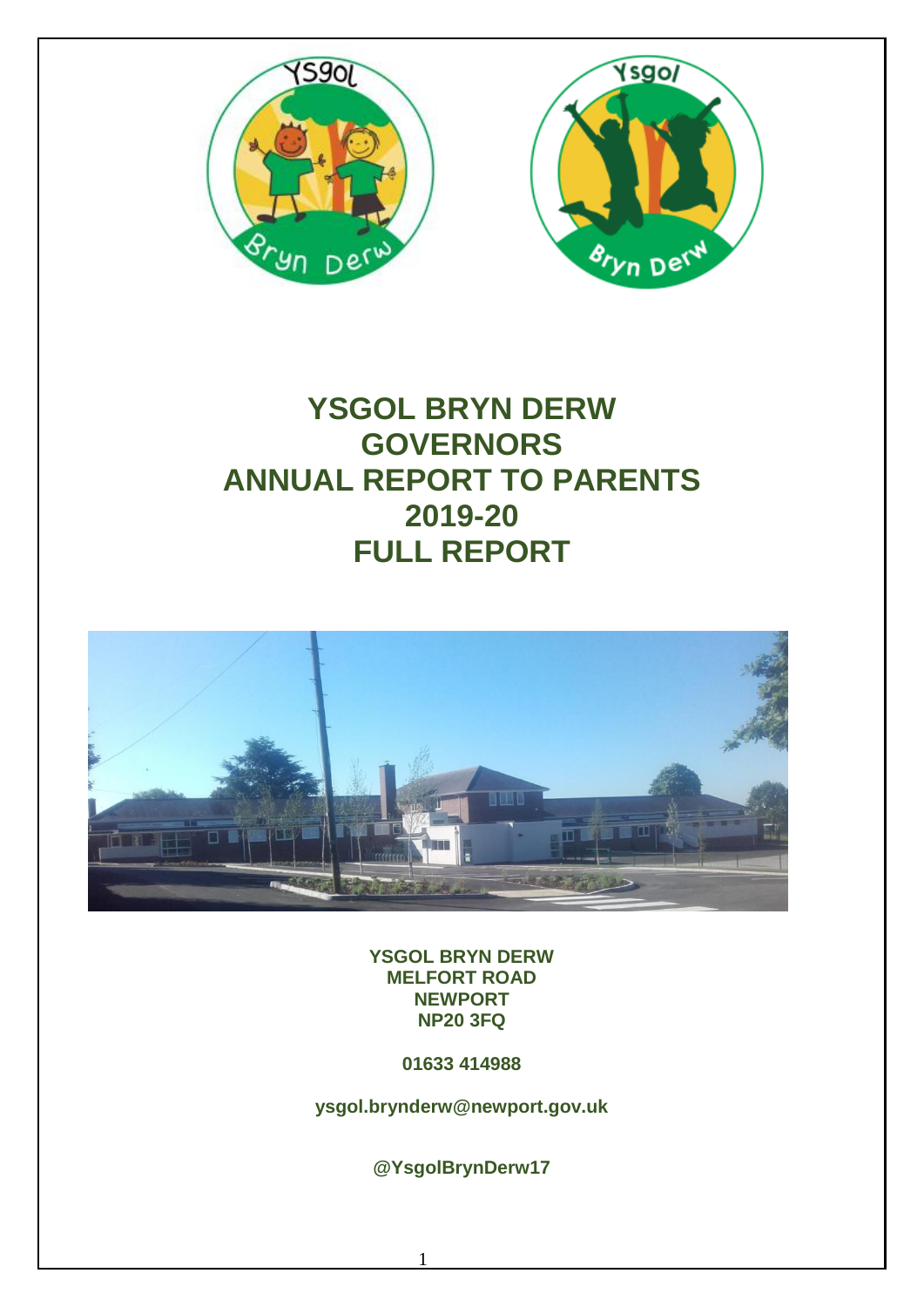# YSGOL BRYN DERW GOVERNORS ANNUAL REPORT TO PARENTS 2019-20 FULL REPORT

**YSGOL BRYN DERW**
**MELFORT ROAD**
**NEWPORT**
**NP20 3FQ**

**01633 414988**

**ysgol.brynderw@newport.gov.uk**

**@YsgolBrynDerw17**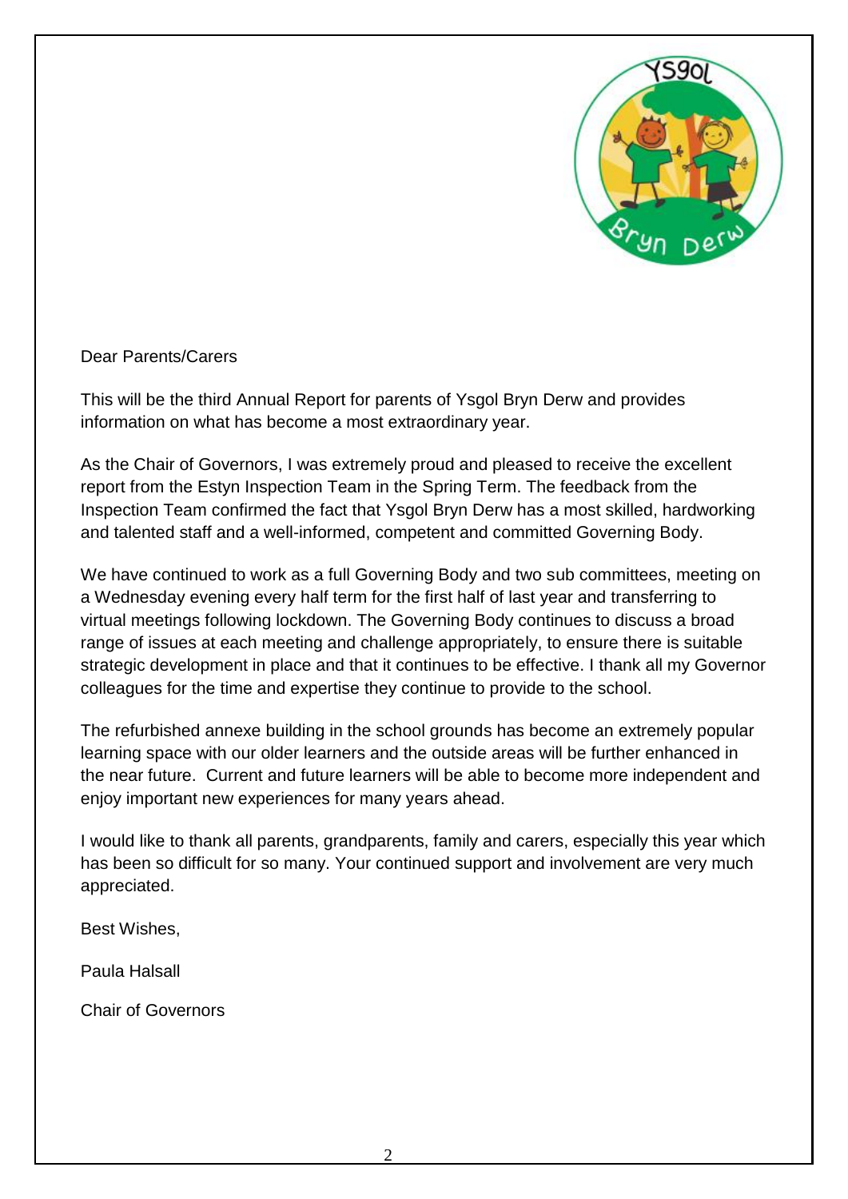Dear Parents/Carers

This will be the third Annual Report for parents of Ysgol Bryn Derw and provides information on what has become a most extraordinary year.

As the Chair of Governors, I was extremely proud and pleased to receive the excellent report from the Estyn Inspection Team in the Spring Term. The feedback from the Inspection Team confirmed the fact that Ysgol Bryn Derw has a most skilled, hardworking and talented staff and a well-informed, competent and committed Governing Body.

We have continued to work as a full Governing Body and two sub committees, meeting on a Wednesday evening every half term for the first half of last year and transferring to virtual meetings following lockdown. The Governing Body continues to discuss a broad range of issues at each meeting and challenge appropriately, to ensure there is suitable strategic development in place and that it continues to be effective. I thank all my Governor colleagues for the time and expertise they continue to provide to the school.

The refurbished annexe building in the school grounds has become an extremely popular learning space with our older learners and the outside areas will be further enhanced in the near future. Current and future learners will be able to become more independent and enjoy important new experiences for many years ahead.

I would like to thank all parents, grandparents, family and carers, especially this year which has been so difficult for so many. Your continued support and involvement are very much appreciated.

Best Wishes,

Paula Halsall

Chair of Governors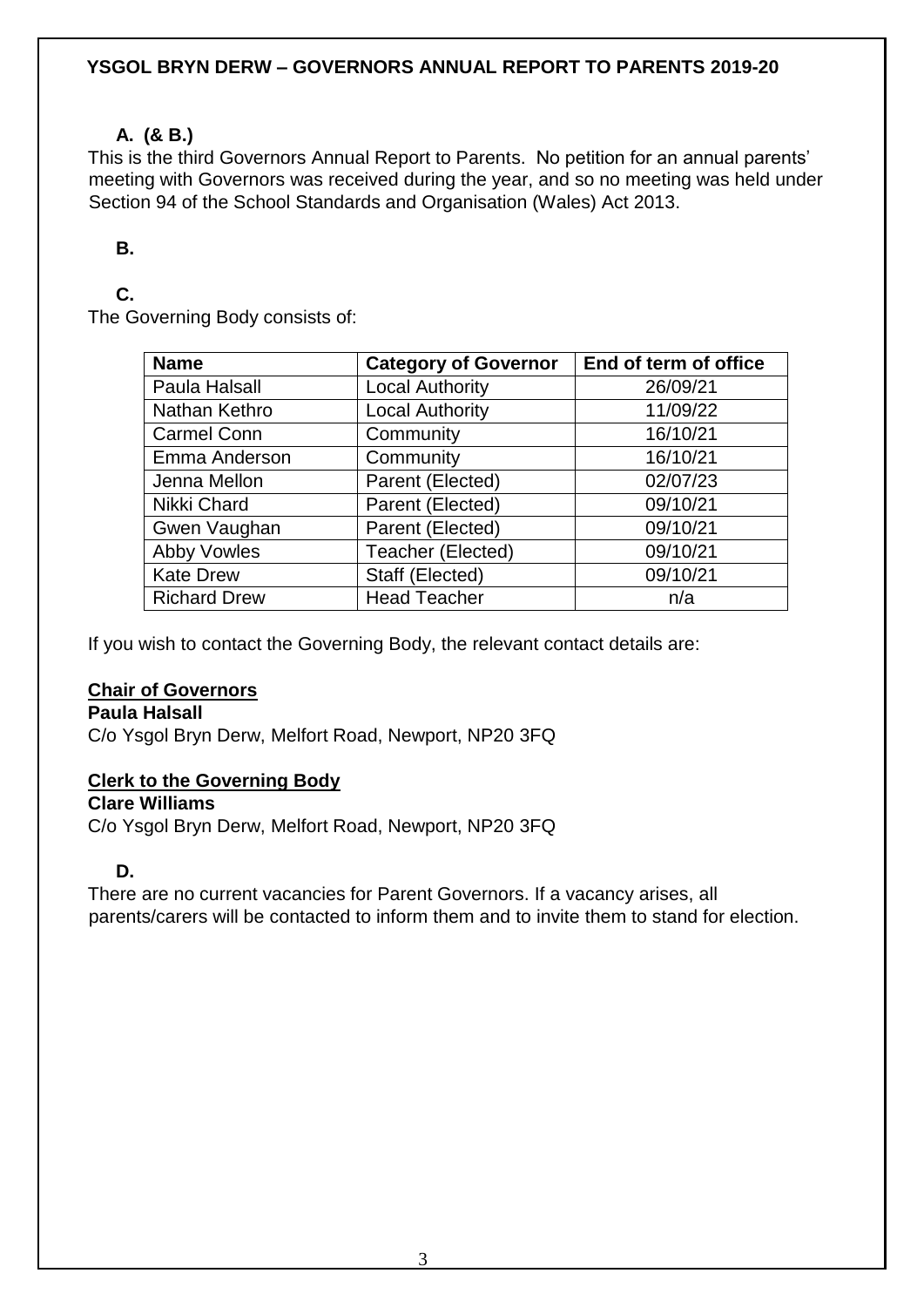**YSGOL BRYN DERW – GOVERNORS ANNUAL REPORT TO PARENTS 2019-20**

**A. (& B.)**

This is the third Governors Annual Report to Parents. No petition for an annual parents' meeting with Governors was received during the year, and so no meeting was held under Section 94 of the School Standards and Organisation (Wales) Act 2013.

**B.**

**C.**

The Governing Body consists of:

| Name | Category of Governor | End of term of office |
|---|---|---|
| Paula Halsall | Local Authority | 26/09/21 |
| Nathan Kethro | Local Authority | 11/09/22 |
| Carmel Conn | Community | 16/10/21 |
| Emma Anderson | Community | 16/10/21 |
| Jenna Mellon | Parent (Elected) | 02/07/23 |
| Nikki Chard | Parent (Elected) | 09/10/21 |
| Gwen Vaughan | Parent (Elected) | 09/10/21 |
| Abby Vowles | Teacher (Elected) | 09/10/21 |
| Kate Drew | Staff (Elected) | 09/10/21 |
| Richard Drew | Head Teacher | n/a |

If you wish to contact the Governing Body, the relevant contact details are:

**Chair of Governors**

**Paula Halsall**

C/o Ysgol Bryn Derw, Melfort Road, Newport, NP20 3FQ

**Clerk to the Governing Body**

**Clare Williams**

C/o Ysgol Bryn Derw, Melfort Road, Newport, NP20 3FQ

**D.**

There are no current vacancies for Parent Governors. If a vacancy arises, all parents/carers will be contacted to inform them and to invite them to stand for election.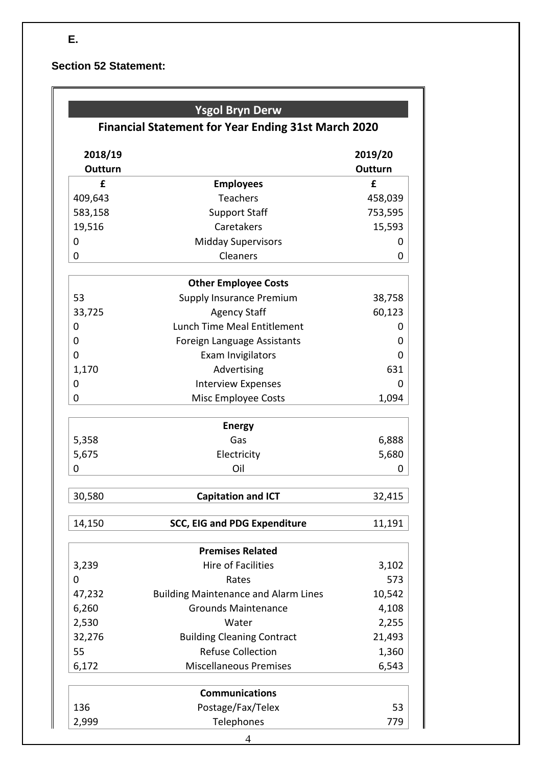**E.**

**Section 52 Statement:**

## Ysgol Bryn Derw

### Financial Statement for Year Ending 31st March 2020

| 2018/19 Outturn | | 2019/20 Outturn |
|---|---|---|
| £ | **Employees** | £ |
| 409,643 | Teachers | 458,039 |
| 583,158 | Support Staff | 753,595 |
| 19,516 | Caretakers | 15,593 |
| 0 | Midday Supervisors | 0 |
| 0 | Cleaners | 0 |
| | **Other Employee Costs** | |
| 53 | Supply Insurance Premium | 38,758 |
| 33,725 | Agency Staff | 60,123 |
| 0 | Lunch Time Meal Entitlement | 0 |
| 0 | Foreign Language Assistants | 0 |
| 0 | Exam Invigilators | 0 |
| 1,170 | Advertising | 631 |
| 0 | Interview Expenses | 0 |
| 0 | Misc Employee Costs | 1,094 |
| | **Energy** | |
| 5,358 | Gas | 6,888 |
| 5,675 | Electricity | 5,680 |
| 0 | Oil | 0 |
| 30,580 | **Capitation and ICT** | 32,415 |
| 14,150 | **SCC, EIG and PDG Expenditure** | 11,191 |
| | **Premises Related** | |
| 3,239 | Hire of Facilities | 3,102 |
| 0 | Rates | 573 |
| 47,232 | Building Maintenance and Alarm Lines | 10,542 |
| 6,260 | Grounds Maintenance | 4,108 |
| 2,530 | Water | 2,255 |
| 32,276 | Building Cleaning Contract | 21,493 |
| 55 | Refuse Collection | 1,360 |
| 6,172 | Miscellaneous Premises | 6,543 |
| | **Communications** | |
| 136 | Postage/Fax/Telex | 53 |
| 2,999 | Telephones | 779 |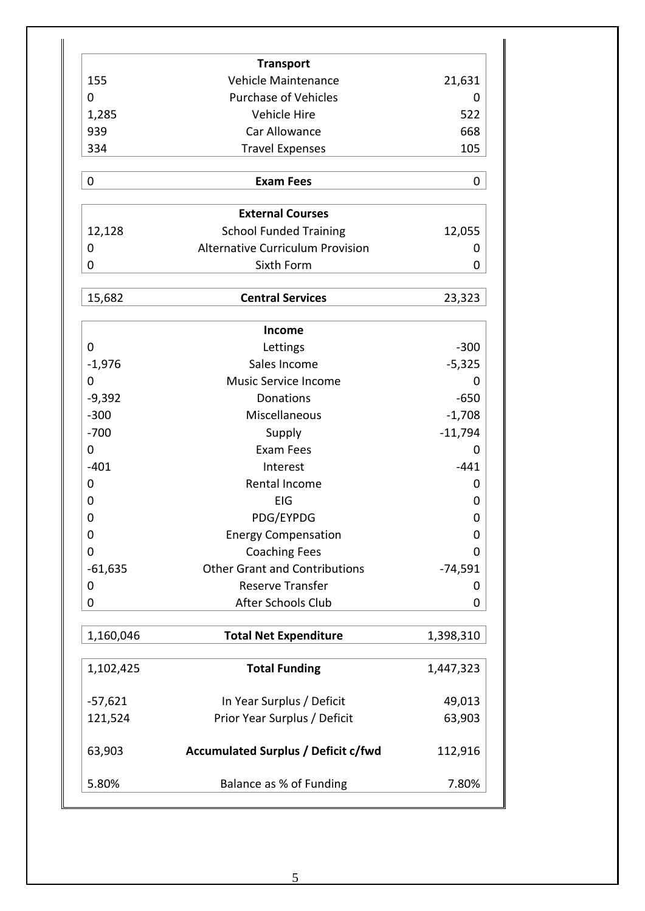| | **Transport** | |
|---|---|---|
| 155 | Vehicle Maintenance | 21,631 |
| 0 | Purchase of Vehicles | 0 |
| 1,285 | Vehicle Hire | 522 |
| 939 | Car Allowance | 668 |
| 334 | Travel Expenses | 105 |

| 0 | **Exam Fees** | 0 |
|---|---|---|

| | **External Courses** | |
|---|---|---|
| 12,128 | School Funded Training | 12,055 |
| 0 | Alternative Curriculum Provision | 0 |
| 0 | Sixth Form | 0 |

| 15,682 | **Central Services** | 23,323 |
|---|---|---|

| | **Income** | |
|---|---|---|
| 0 | Lettings | -300 |
| -1,976 | Sales Income | -5,325 |
| 0 | Music Service Income | 0 |
| -9,392 | Donations | -650 |
| -300 | Miscellaneous | -1,708 |
| -700 | Supply | -11,794 |
| 0 | Exam Fees | 0 |
| -401 | Interest | -441 |
| 0 | Rental Income | 0 |
| 0 | EIG | 0 |
| 0 | PDG/EYPDG | 0 |
| 0 | Energy Compensation | 0 |
| 0 | Coaching Fees | 0 |
| -61,635 | Other Grant and Contributions | -74,591 |
| 0 | Reserve Transfer | 0 |
| 0 | After Schools Club | 0 |

| 1,160,046 | **Total Net Expenditure** | 1,398,310 |
|---|---|---|

| 1,102,425 | **Total Funding** | 1,447,323 |
|---|---|---|
| -57,621 | In Year Surplus / Deficit | 49,013 |
| 121,524 | Prior Year Surplus / Deficit | 63,903 |
| 63,903 | **Accumulated Surplus / Deficit c/fwd** | 112,916 |
| 5.80% | Balance as % of Funding | 7.80% |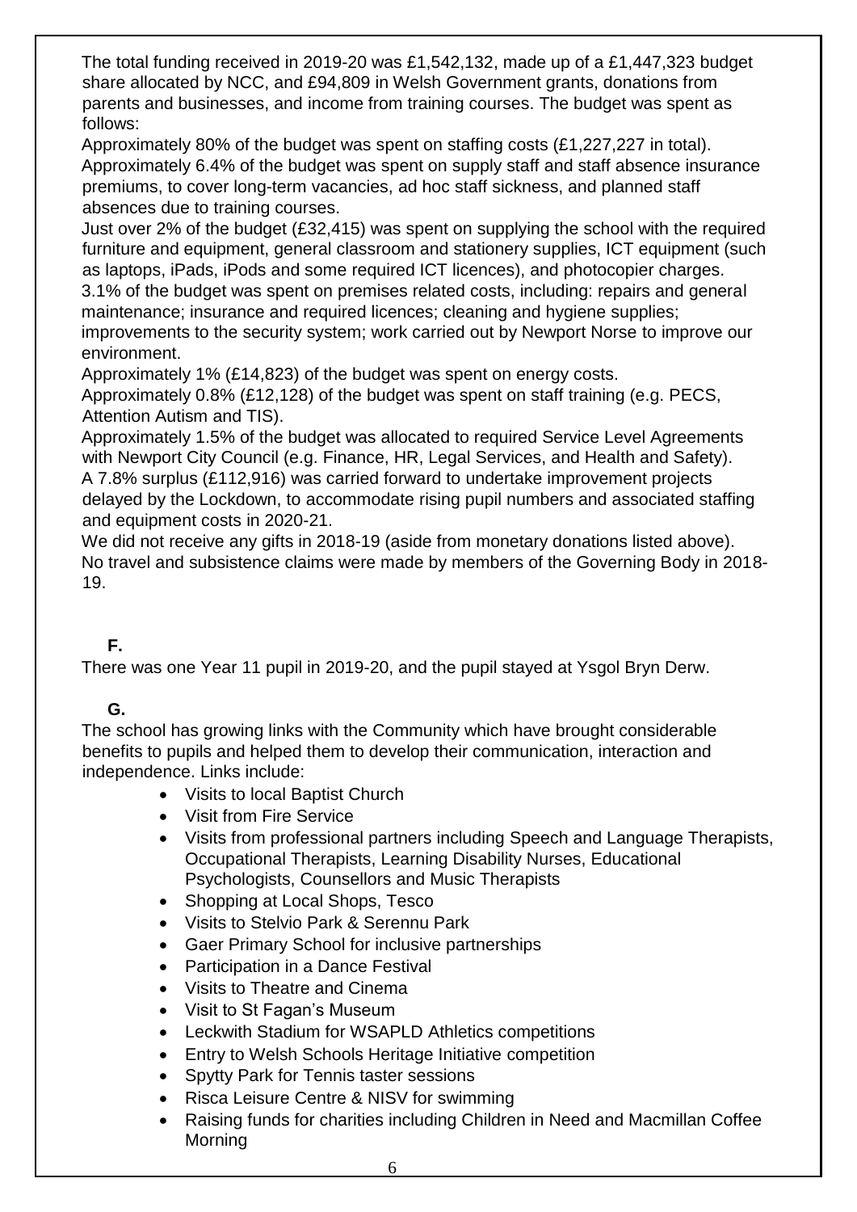The total funding received in 2019-20 was £1,542,132, made up of a £1,447,323 budget share allocated by NCC, and £94,809 in Welsh Government grants, donations from parents and businesses, and income from training courses. The budget was spent as follows:

Approximately 80% of the budget was spent on staffing costs (£1,227,227 in total).

Approximately 6.4% of the budget was spent on supply staff and staff absence insurance premiums, to cover long-term vacancies, ad hoc staff sickness, and planned staff absences due to training courses.

Just over 2% of the budget (£32,415) was spent on supplying the school with the required furniture and equipment, general classroom and stationery supplies, ICT equipment (such as laptops, iPads, iPods and some required ICT licences), and photocopier charges.

3.1% of the budget was spent on premises related costs, including: repairs and general maintenance; insurance and required licences; cleaning and hygiene supplies; improvements to the security system; work carried out by Newport Norse to improve our environment.

Approximately 1% (£14,823) of the budget was spent on energy costs.

Approximately 0.8% (£12,128) of the budget was spent on staff training (e.g. PECS, Attention Autism and TIS).

Approximately 1.5% of the budget was allocated to required Service Level Agreements with Newport City Council (e.g. Finance, HR, Legal Services, and Health and Safety).

A 7.8% surplus (£112,916) was carried forward to undertake improvement projects delayed by the Lockdown, to accommodate rising pupil numbers and associated staffing and equipment costs in 2020-21.

We did not receive any gifts in 2018-19 (aside from monetary donations listed above).

No travel and subsistence claims were made by members of the Governing Body in 2018-19.

**F.**

There was one Year 11 pupil in 2019-20, and the pupil stayed at Ysgol Bryn Derw.

**G.**

The school has growing links with the Community which have brought considerable benefits to pupils and helped them to develop their communication, interaction and independence. Links include:

- Visits to local Baptist Church
- Visit from Fire Service
- Visits from professional partners including Speech and Language Therapists, Occupational Therapists, Learning Disability Nurses, Educational Psychologists, Counsellors and Music Therapists
- Shopping at Local Shops, Tesco
- Visits to Stelvio Park & Serennu Park
- Gaer Primary School for inclusive partnerships
- Participation in a Dance Festival
- Visits to Theatre and Cinema
- Visit to St Fagan's Museum
- Leckwith Stadium for WSAPLD Athletics competitions
- Entry to Welsh Schools Heritage Initiative competition
- Spytty Park for Tennis taster sessions
- Risca Leisure Centre & NISV for swimming
- Raising funds for charities including Children in Need and Macmillan Coffee Morning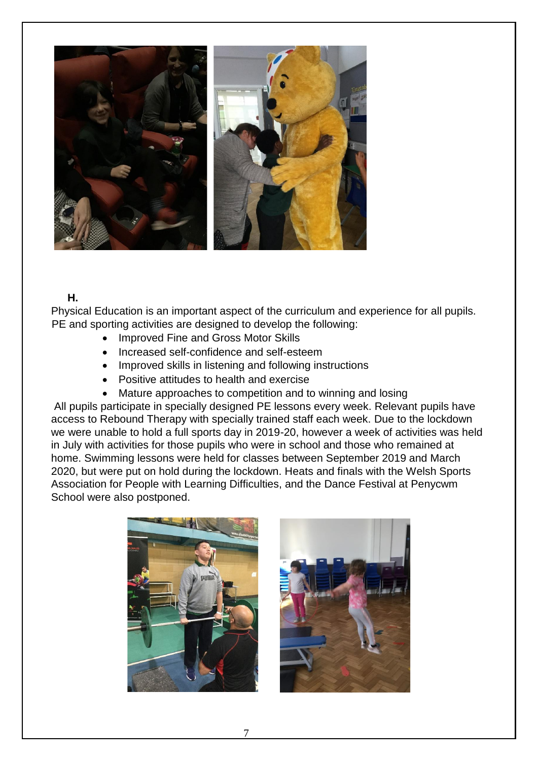**H.**

Physical Education is an important aspect of the curriculum and experience for all pupils. PE and sporting activities are designed to develop the following:

- Improved Fine and Gross Motor Skills
- Increased self-confidence and self-esteem
- Improved skills in listening and following instructions
- Positive attitudes to health and exercise
- Mature approaches to competition and to winning and losing

All pupils participate in specially designed PE lessons every week. Relevant pupils have access to Rebound Therapy with specially trained staff each week. Due to the lockdown we were unable to hold a full sports day in 2019-20, however a week of activities was held in July with activities for those pupils who were in school and those who remained at home. Swimming lessons were held for classes between September 2019 and March 2020, but were put on hold during the lockdown. Heats and finals with the Welsh Sports Association for People with Learning Difficulties, and the Dance Festival at Penycwm School were also postponed.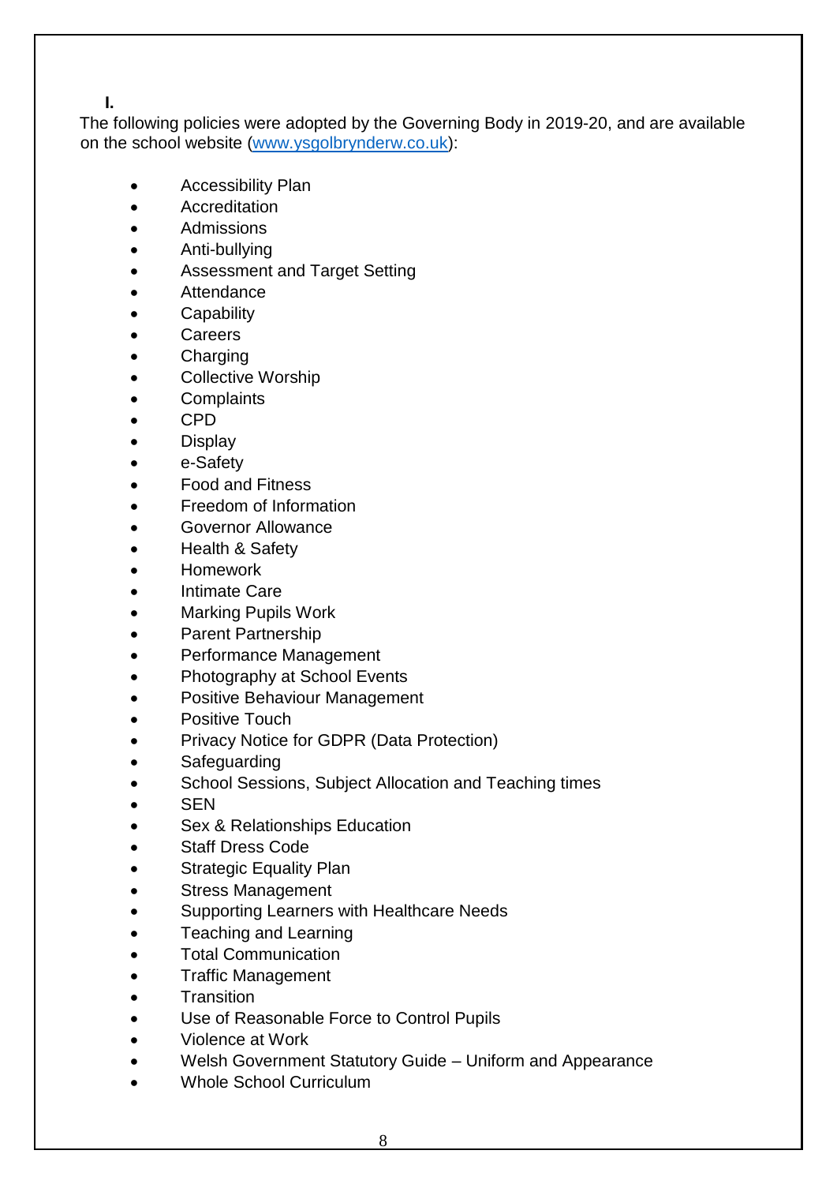**I.**

The following policies were adopted by the Governing Body in 2019-20, and are available on the school website ([www.ysgolbrynderw.co.uk](http://www.ysgolbrynderw.co.uk)):

- Accessibility Plan
- Accreditation
- Admissions
- Anti-bullying
- Assessment and Target Setting
- Attendance
- Capability
- Careers
- Charging
- Collective Worship
- Complaints
- CPD
- Display
- e-Safety
- Food and Fitness
- Freedom of Information
- Governor Allowance
- Health & Safety
- Homework
- Intimate Care
- Marking Pupils Work
- Parent Partnership
- Performance Management
- Photography at School Events
- Positive Behaviour Management
- Positive Touch
- Privacy Notice for GDPR (Data Protection)
- Safeguarding
- School Sessions, Subject Allocation and Teaching times
- SEN
- Sex & Relationships Education
- Staff Dress Code
- Strategic Equality Plan
- Stress Management
- Supporting Learners with Healthcare Needs
- Teaching and Learning
- Total Communication
- Traffic Management
- Transition
- Use of Reasonable Force to Control Pupils
- Violence at Work
- Welsh Government Statutory Guide – Uniform and Appearance
- Whole School Curriculum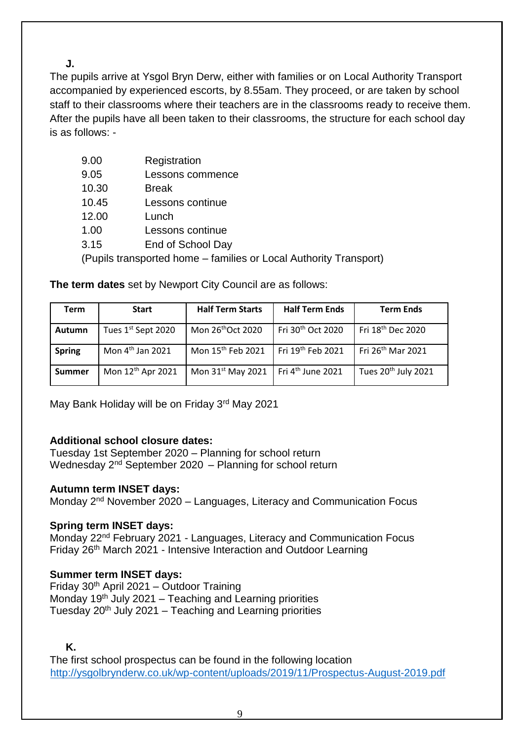**J.**

The pupils arrive at Ysgol Bryn Derw, either with families or on Local Authority Transport accompanied by experienced escorts, by 8.55am. They proceed, or are taken by school staff to their classrooms where their teachers are in the classrooms ready to receive them. After the pupils have all been taken to their classrooms, the structure for each school day is as follows: -

| | |
|---|---|
| 9.00 | Registration |
| 9.05 | Lessons commence |
| 10.30 | Break |
| 10.45 | Lessons continue |
| 12.00 | Lunch |
| 1.00 | Lessons continue |
| 3.15 | End of School Day |

(Pupils transported home – families or Local Authority Transport)

**The term dates** set by Newport City Council are as follows:

| Term | Start | Half Term Starts | Half Term Ends | Term Ends |
|---|---|---|---|---|
| **Autumn** | Tues 1st Sept 2020 | Mon 26thOct 2020 | Fri 30th Oct 2020 | Fri 18th Dec 2020 |
| **Spring** | Mon 4th Jan 2021 | Mon 15th Feb 2021 | Fri 19th Feb 2021 | Fri 26th Mar 2021 |
| **Summer** | Mon 12th Apr 2021 | Mon 31st May 2021 | Fri 4th June 2021 | Tues 20th July 2021 |

May Bank Holiday will be on Friday 3rd May 2021

**Additional school closure dates:**
Tuesday 1st September 2020 – Planning for school return
Wednesday 2nd September 2020 – Planning for school return

**Autumn term INSET days:**
Monday 2nd November 2020 – Languages, Literacy and Communication Focus

**Spring term INSET days:**
Monday 22nd February 2021 - Languages, Literacy and Communication Focus
Friday 26th March 2021 - Intensive Interaction and Outdoor Learning

**Summer term INSET days:**
Friday 30th April 2021 – Outdoor Training
Monday 19th July 2021 – Teaching and Learning priorities
Tuesday 20th July 2021 – Teaching and Learning priorities

**K.**

The first school prospectus can be found in the following location
http://ysgolbrynderw.co.uk/wp-content/uploads/2019/11/Prospectus-August-2019.pdf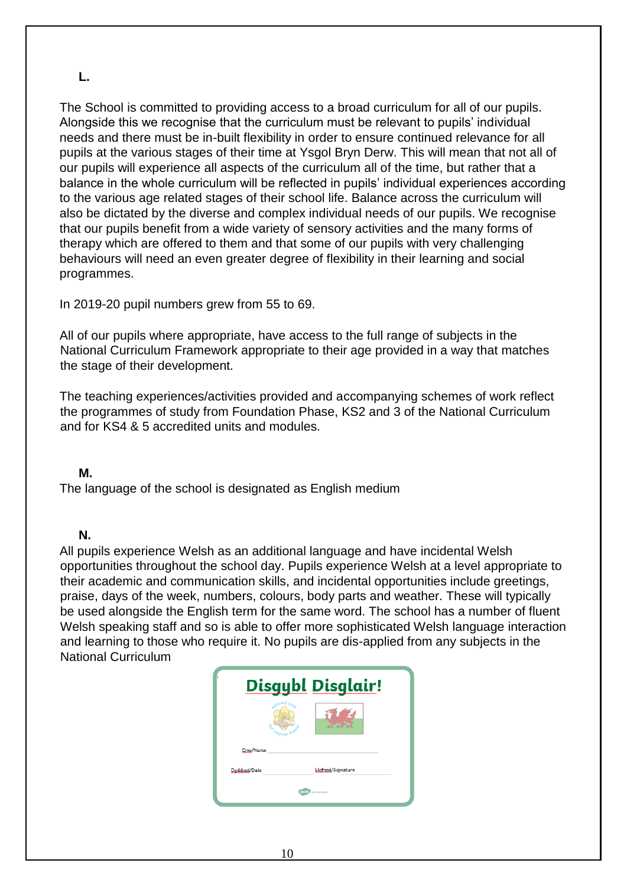**L.**

The School is committed to providing access to a broad curriculum for all of our pupils. Alongside this we recognise that the curriculum must be relevant to pupils' individual needs and there must be in-built flexibility in order to ensure continued relevance for all pupils at the various stages of their time at Ysgol Bryn Derw. This will mean that not all of our pupils will experience all aspects of the curriculum all of the time, but rather that a balance in the whole curriculum will be reflected in pupils' individual experiences according to the various age related stages of their school life. Balance across the curriculum will also be dictated by the diverse and complex individual needs of our pupils. We recognise that our pupils benefit from a wide variety of sensory activities and the many forms of therapy which are offered to them and that some of our pupils with very challenging behaviours will need an even greater degree of flexibility in their learning and social programmes.

In 2019-20 pupil numbers grew from 55 to 69.

All of our pupils where appropriate, have access to the full range of subjects in the National Curriculum Framework appropriate to their age provided in a way that matches the stage of their development.

The teaching experiences/activities provided and accompanying schemes of work reflect the programmes of study from Foundation Phase, KS2 and 3 of the National Curriculum and for KS4 & 5 accredited units and modules.

**M.**

The language of the school is designated as English medium

**N.**

All pupils experience Welsh as an additional language and have incidental Welsh opportunities throughout the school day. Pupils experience Welsh at a level appropriate to their academic and communication skills, and incidental opportunities include greetings, praise, days of the week, numbers, colours, body parts and weather. These will typically be used alongside the English term for the same word. The school has a number of fluent Welsh speaking staff and so is able to offer more sophisticated Welsh language interaction and learning to those who require it. No pupils are dis-applied from any subjects in the National Curriculum

**Disgybl Disglair!**

Enw/Name

Dyddiad/Date

Llofnod/Signature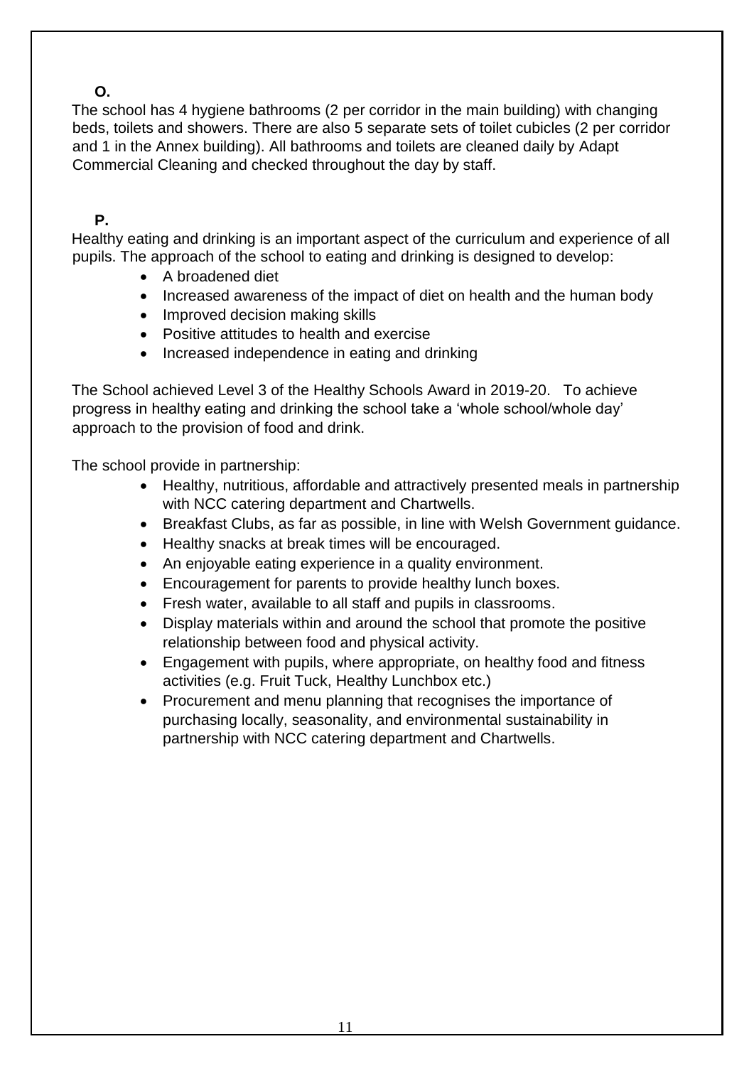**O.**

The school has 4 hygiene bathrooms (2 per corridor in the main building) with changing beds, toilets and showers. There are also 5 separate sets of toilet cubicles (2 per corridor and 1 in the Annex building). All bathrooms and toilets are cleaned daily by Adapt Commercial Cleaning and checked throughout the day by staff.

**P.**

Healthy eating and drinking is an important aspect of the curriculum and experience of all pupils. The approach of the school to eating and drinking is designed to develop:

- A broadened diet
- Increased awareness of the impact of diet on health and the human body
- Improved decision making skills
- Positive attitudes to health and exercise
- Increased independence in eating and drinking

The School achieved Level 3 of the Healthy Schools Award in 2019-20. To achieve progress in healthy eating and drinking the school take a 'whole school/whole day' approach to the provision of food and drink.

The school provide in partnership:

- Healthy, nutritious, affordable and attractively presented meals in partnership with NCC catering department and Chartwells.
- Breakfast Clubs, as far as possible, in line with Welsh Government guidance.
- Healthy snacks at break times will be encouraged.
- An enjoyable eating experience in a quality environment.
- Encouragement for parents to provide healthy lunch boxes.
- Fresh water, available to all staff and pupils in classrooms.
- Display materials within and around the school that promote the positive relationship between food and physical activity.
- Engagement with pupils, where appropriate, on healthy food and fitness activities (e.g. Fruit Tuck, Healthy Lunchbox etc.)
- Procurement and menu planning that recognises the importance of purchasing locally, seasonality, and environmental sustainability in partnership with NCC catering department and Chartwells.